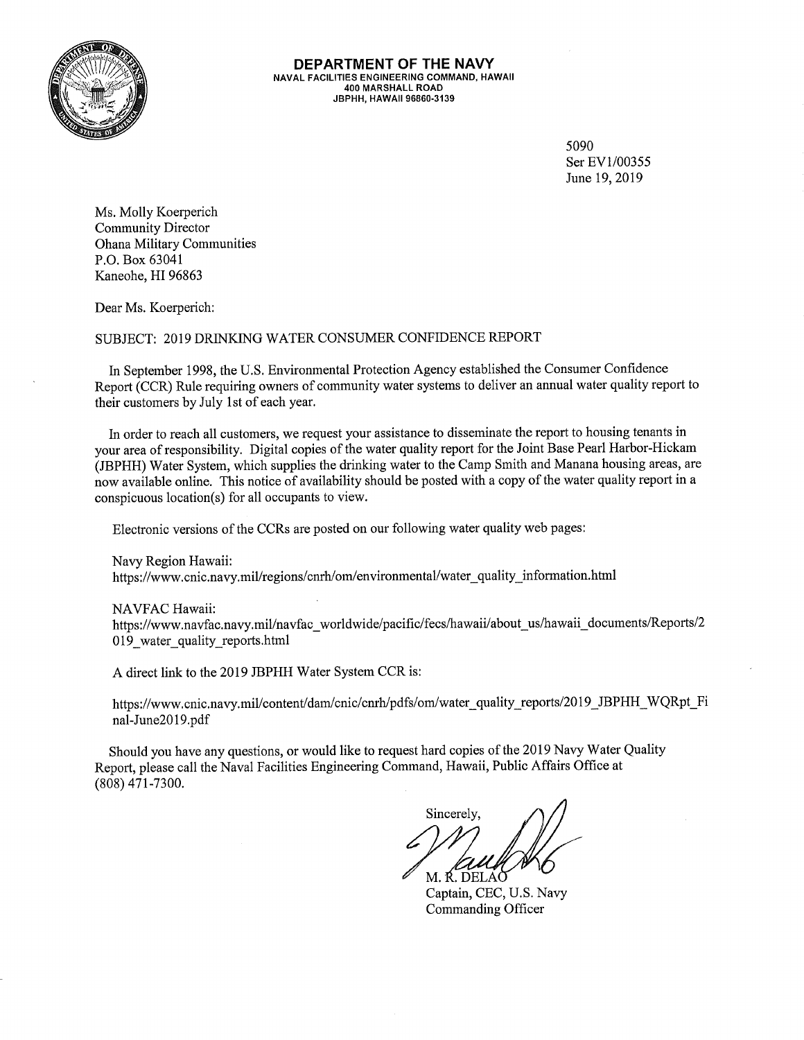**DEPARTMENT OF THE NAVY**
NAVAL FACILITIES ENGINEERING COMMAND, HAWAII
400 MARSHALL ROAD
JBPHH, HAWAII 96860-3139

5090
Ser EV1/00355
June 19, 2019

Ms. Molly Koerperich
Community Director
Ohana Military Communities
P.O. Box 63041
Kaneohe, HI 96863

Dear Ms. Koerperich:

SUBJECT: 2019 DRINKING WATER CONSUMER CONFIDENCE REPORT

In September 1998, the U.S. Environmental Protection Agency established the Consumer Confidence Report (CCR) Rule requiring owners of community water systems to deliver an annual water quality report to their customers by July 1st of each year.

In order to reach all customers, we request your assistance to disseminate the report to housing tenants in your area of responsibility. Digital copies of the water quality report for the Joint Base Pearl Harbor-Hickam (JBPHH) Water System, which supplies the drinking water to the Camp Smith and Manana housing areas, are now available online. This notice of availability should be posted with a copy of the water quality report in a conspicuous location(s) for all occupants to view.

Electronic versions of the CCRs are posted on our following water quality web pages:

Navy Region Hawaii:
https://www.cnic.navy.mil/regions/cnrh/om/environmental/water_quality_information.html

NAVFAC Hawaii:
https://www.navfac.navy.mil/navfac_worldwide/pacific/fecs/hawaii/about_us/hawaii_documents/Reports/2019_water_quality_reports.html

A direct link to the 2019 JBPHH Water System CCR is:

https://www.cnic.navy.mil/content/dam/cnic/cnrh/pdfs/om/water_quality_reports/2019_JBPHH_WQRpt_Final-June2019.pdf

Should you have any questions, or would like to request hard copies of the 2019 Navy Water Quality Report, please call the Naval Facilities Engineering Command, Hawaii, Public Affairs Office at (808) 471-7300.

Sincerely,

M. R. DELAO
Captain, CEC, U.S. Navy
Commanding Officer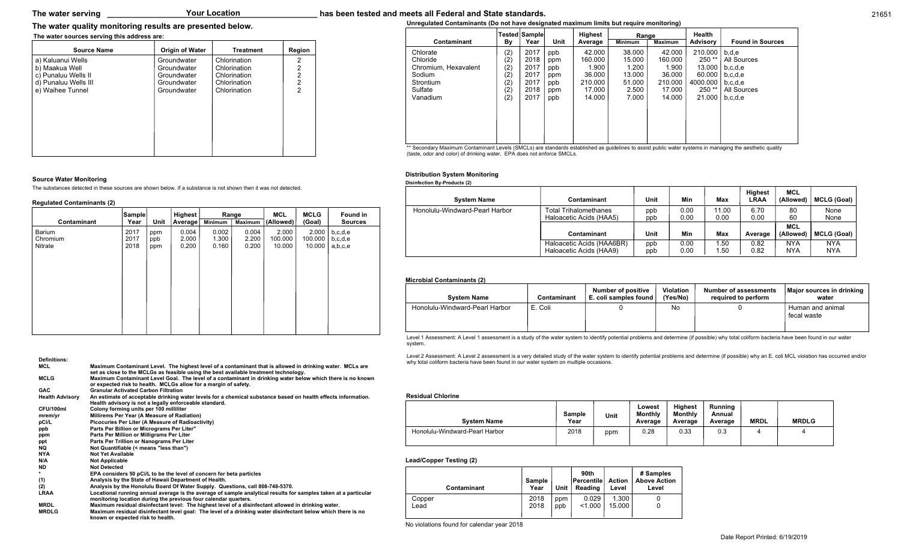The water serving **Your Location** has been tested and meets all Federal and State standards.

## The water quality monitoring results are presented below.

**The water sources serving this address are:**

| Source Name | Origin of Water | Treatment | Region |
|---|---|---|---|
| a) Kaluanui Wells | Groundwater | Chlorination | 2 |
| b) Maakua Well | Groundwater | Chlorination | 2 |
| c) Punaluu Wells II | Groundwater | Chlorination | 2 |
| d) Punaluu Wells III | Groundwater | Chlorination | 2 |
| e) Waihee Tunnel | Groundwater | Chlorination | 2 |

### Source Water Monitoring

The substances detected in these sources are shown below. If a substance is not shown then it was not detected.

**Regulated Contaminants (2)**

| Contaminant | Sample Year | Unit | Highest Average | Range | | MCL (Allowed) | MCLG (Goal) | Found in Sources |
|---|---|---|---|---|---|---|---|---|
| | | | | Minimum | Maximum | | | |
| Barium | 2017 | ppm | 0.004 | 0.002 | 0.004 | 2.000 | 2.000 | b,c,d,e |
| Chromium | 2017 | ppb | 2.000 | 1.300 | 2.200 | 100.000 | 100.000 | b,c,d,e |
| Nitrate | 2018 | ppm | 0.200 | 0.160 | 0.200 | 10.000 | 10.000 | a,b,c,e |

**Definitions:**

- **MCL** Maximum Contaminant Level. The highest level of a contaminant that is allowed in drinking water. MCLs are set as close to the MCLGs as feasible using the best available treatment technology.
- **MCLG** Maximum Contaminant Level Goal. The level of a contaminant in drinking water below which there is no known or expected risk to health. MCLGs allow for a margin of safety.
- **GAC** Granular Activated Carbon Filtration
- **Health Advisory** An estimate of acceptable drinking water levels for a chemical substance based on health effects information. Health advisory is not a legally enforceable standard.
- **CFU/100ml** Colony forming units per 100 milliliter
- **mrem/yr** Millirems Per Year (A Measure of Radiation)
- **pCi/L** Picocuries Per Liter (A Measure of Radioactivity)
- **ppb** Parts Per Billion or Micrograms Per Liter"
- **ppm** Parts Per Million or Milligrams Per Liter
- **ppt** Parts Per Trillion or Nanograms Per Liter
- **NQ** Not Quantifiable (< means "less than")
- **NYA** Not Yet Available
- **N/A** Not Applicable
- **ND** Not Detected
- **\*** EPA considers 50 pCi/L to be the level of concern for beta particles
- **(1)** Analysis by the State of Hawaii Department of Health.
- **(2)** Analysis by the Honolulu Board Of Water Supply. Questions, call 808-748-5370.
- **LRAA** Locational running annual average is the average of sample analytical results for samples taken at a particular monitoring location during the previous four calendar quarters.
- **MRDL** Maximum residual disinfectant level: The highest level of a disinfectant allowed in drinking water.
- **MRDLG** Maximum residual disinfectant level goal: The level of a drinking water disinfectant below which there is no known or expected risk to health.

**Unregulated Contaminants (Do not have designated maximum limits but require monitoring)**

| Contaminant | Tested By | Sample Year | Unit | Highest Average | Range | | Health Advisory | Found in Sources |
|---|---|---|---|---|---|---|---|---|
| | | | | | Minimum | Maximum | | |
| Chlorate | (2) | 2017 | ppb | 42.000 | 38.000 | 42.000 | 210.000 | b,d,e |
| Chloride | (2) | 2018 | ppm | 160.000 | 15.000 | 160.000 | 250 ** | All Sources |
| Chromium, Hexavalent | (2) | 2017 | ppb | 1.900 | 1.200 | 1.900 | 13.000 | b,c,d,e |
| Sodium | (2) | 2017 | ppm | 36.000 | 13.000 | 36.000 | 60.000 | b,c,d,e |
| Strontium | (2) | 2017 | ppb | 210.000 | 51.000 | 210.000 | 4000.000 | b,c,d,e |
| Sulfate | (2) | 2018 | ppm | 17.000 | 2.500 | 17.000 | 250 ** | All Sources |
| Vanadium | (2) | 2017 | ppb | 14.000 | 7.000 | 14.000 | 21.000 | b,c,d,e |

** Secondary Maximum Contaminant Levels (SMCLs) are standards established as guidelines to assist public water systems in managing the aesthetic quality (taste, odor and color) of drinking water. EPA does not enforce SMCLs.

### Distribution System Monitoring

**Disinfection By-Products (2)**

| System Name | Contaminant | Unit | Min | Max | Highest LRAA | MCL (Allowed) | MCLG (Goal) |
|---|---|---|---|---|---|---|---|
| Honolulu-Windward-Pearl Harbor | Total Trihalomethanes | ppb | 0.00 | 11.00 | 6.70 | 80 | None |
| | Haloacetic Acids (HAA5) | ppb | 0.00 | 0.00 | 0.00 | 60 | None |
| | **Contaminant** | **Unit** | **Min** | **Max** | **Average** | **MCL (Allowed)** | **MCLG (Goal)** |
| | Haloacetic Acids (HAA6BR) | ppb | 0.00 | 1.50 | 0.82 | NYA | NYA |
| | Haloacetic Acids (HAA9) | ppb | 0.00 | 1.50 | 0.82 | NYA | NYA |

**Microbial Contaminants (2)**

| System Name | Contaminant | Number of positive E. coli samples found | Violation (Yes/No) | Number of assessments required to perform | Major sources in drinking water |
|---|---|---|---|---|---|
| Honolulu-Windward-Pearl Harbor | E. Coli | 0 | No | 0 | Human and animal fecal waste |

Level 1 Assessment: A Level 1 assessment is a study of the water system to identify potential problems and determine (if possible) why total coliform bacteria have been found in our water system.

Level 2 Assessment: A Level 2 assessment is a very detailed study of the water system to identify potential problems and determine (if possible) why an E. coli MCL violation has occurred and/or why total coliform bacteria have been found in our water system on multiple occasions.

**Residual Chlorine**

| System Name | Sample Year | Unit | Lowest Monthly Average | Highest Monthly Average | Running Annual Average | MRDL | MRDLG |
|---|---|---|---|---|---|---|---|
| Honolulu-Windward-Pearl Harbor | 2018 | ppm | 0.28 | 0.33 | 0.3 | 4 | 4 |

**Lead/Copper Testing (2)**

| Contaminant | Sample Year | Unit | 90th Percentile Reading | Action Level | # Samples Above Action Level |
|---|---|---|---|---|---|
| Copper | 2018 | ppm | 0.029 | 1.300 | 0 |
| Lead | 2018 | ppb | <1.000 | 15.000 | 0 |

No violations found for calendar year 2018

Date Report Printed: 6/19/2019